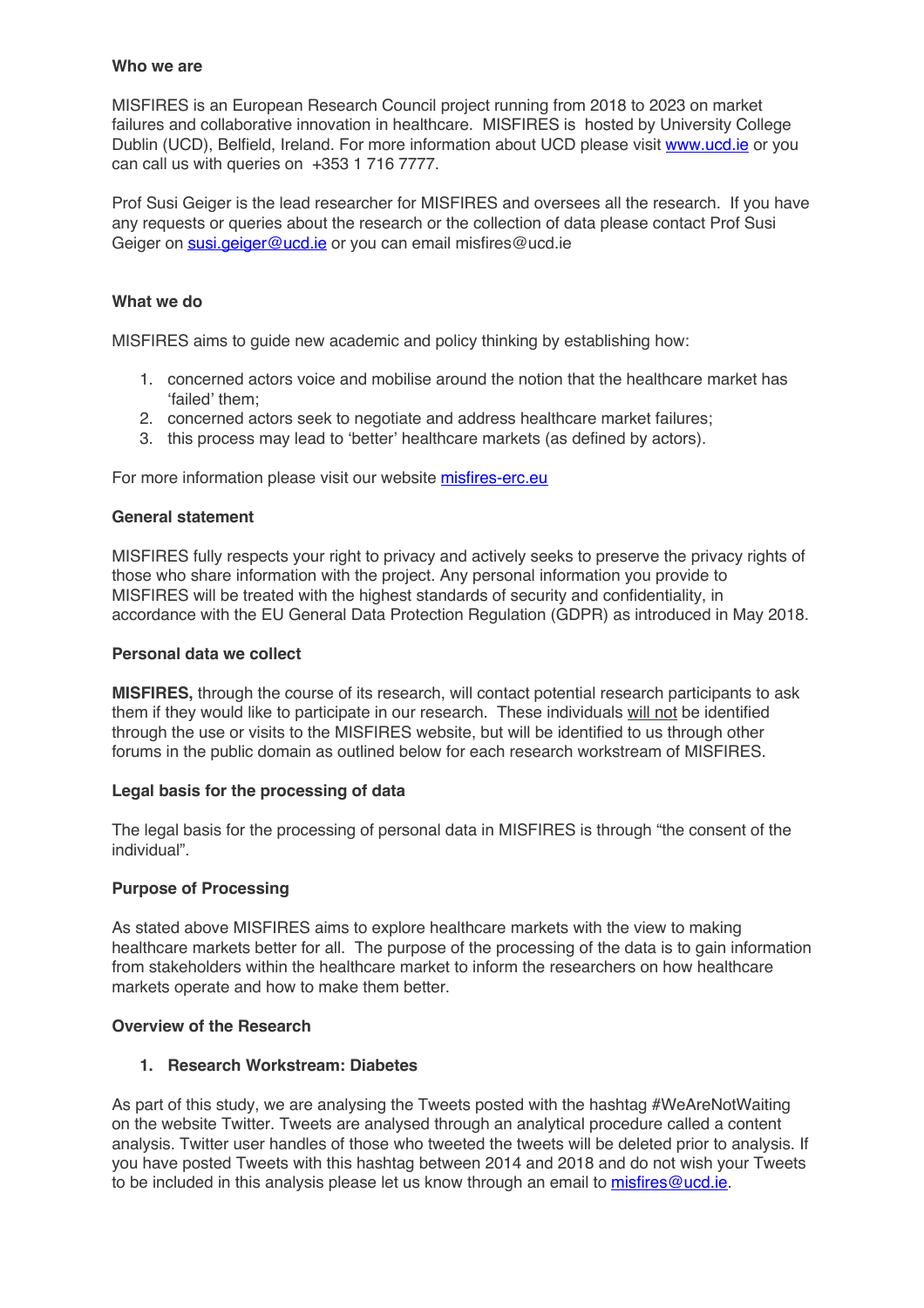**Who we are**

MISFIRES is an European Research Council project running from 2018 to 2023 on market failures and collaborative innovation in healthcare. MISFIRES is hosted by University College Dublin (UCD), Belfield, Ireland. For more information about UCD please visit www.ucd.ie or you can call us with queries on +353 1 716 7777.

Prof Susi Geiger is the lead researcher for MISFIRES and oversees all the research. If you have any requests or queries about the research or the collection of data please contact Prof Susi Geiger on susi.geiger@ucd.ie or you can email misfires@ucd.ie

**What we do**

MISFIRES aims to guide new academic and policy thinking by establishing how:

1. concerned actors voice and mobilise around the notion that the healthcare market has 'failed' them;
2. concerned actors seek to negotiate and address healthcare market failures;
3. this process may lead to 'better' healthcare markets (as defined by actors).

For more information please visit our website misfires-erc.eu

**General statement**

MISFIRES fully respects your right to privacy and actively seeks to preserve the privacy rights of those who share information with the project. Any personal information you provide to MISFIRES will be treated with the highest standards of security and confidentiality, in accordance with the EU General Data Protection Regulation (GDPR) as introduced in May 2018.

**Personal data we collect**

**MISFIRES,** through the course of its research, will contact potential research participants to ask them if they would like to participate in our research. These individuals will not be identified through the use or visits to the MISFIRES website, but will be identified to us through other forums in the public domain as outlined below for each research workstream of MISFIRES.

**Legal basis for the processing of data**

The legal basis for the processing of personal data in MISFIRES is through "the consent of the individual".

**Purpose of Processing**

As stated above MISFIRES aims to explore healthcare markets with the view to making healthcare markets better for all. The purpose of the processing of the data is to gain information from stakeholders within the healthcare market to inform the researchers on how healthcare markets operate and how to make them better.

**Overview of the Research**

1. **Research Workstream: Diabetes**

As part of this study, we are analysing the Tweets posted with the hashtag #WeAreNotWaiting on the website Twitter. Tweets are analysed through an analytical procedure called a content analysis. Twitter user handles of those who tweeted the tweets will be deleted prior to analysis. If you have posted Tweets with this hashtag between 2014 and 2018 and do not wish your Tweets to be included in this analysis please let us know through an email to misfires@ucd.ie.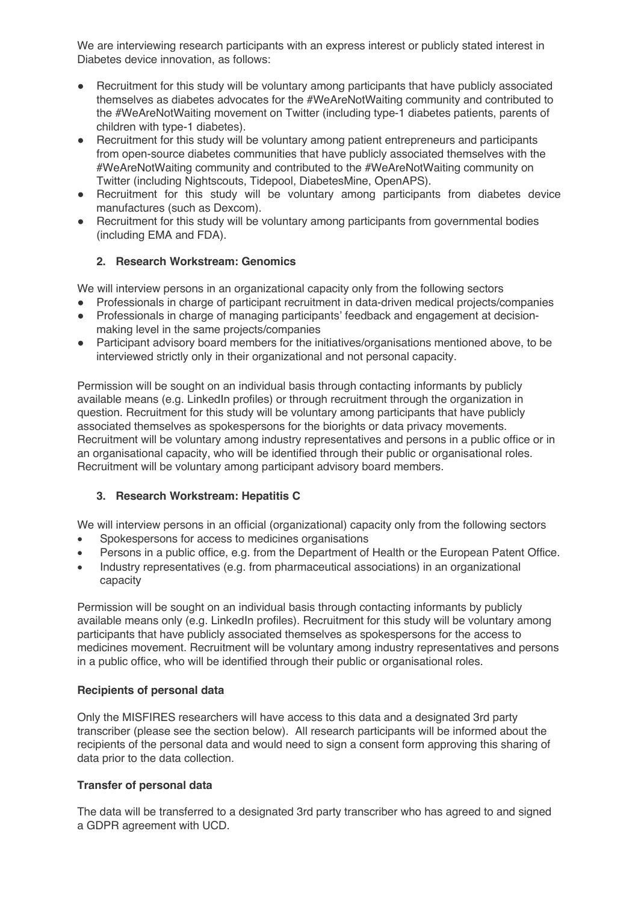We are interviewing research participants with an express interest or publicly stated interest in Diabetes device innovation, as follows:

- Recruitment for this study will be voluntary among participants that have publicly associated themselves as diabetes advocates for the #WeAreNotWaiting community and contributed to the #WeAreNotWaiting movement on Twitter (including type-1 diabetes patients, parents of children with type-1 diabetes).
- Recruitment for this study will be voluntary among patient entrepreneurs and participants from open-source diabetes communities that have publicly associated themselves with the #WeAreNotWaiting community and contributed to the #WeAreNotWaiting community on Twitter (including Nightscouts, Tidepool, DiabetesMine, OpenAPS).
- Recruitment for this study will be voluntary among participants from diabetes device manufactures (such as Dexcom).
- Recruitment for this study will be voluntary among participants from governmental bodies (including EMA and FDA).

### 2. Research Workstream: Genomics

We will interview persons in an organizational capacity only from the following sectors

- Professionals in charge of participant recruitment in data-driven medical projects/companies
- Professionals in charge of managing participants' feedback and engagement at decision-making level in the same projects/companies
- Participant advisory board members for the initiatives/organisations mentioned above, to be interviewed strictly only in their organizational and not personal capacity.

Permission will be sought on an individual basis through contacting informants by publicly available means (e.g. LinkedIn profiles) or through recruitment through the organization in question. Recruitment for this study will be voluntary among participants that have publicly associated themselves as spokespersons for the biorights or data privacy movements. Recruitment will be voluntary among industry representatives and persons in a public office or in an organisational capacity, who will be identified through their public or organisational roles. Recruitment will be voluntary among participant advisory board members.

### 3. Research Workstream: Hepatitis C

We will interview persons in an official (organizational) capacity only from the following sectors

- Spokespersons for access to medicines organisations
- Persons in a public office, e.g. from the Department of Health or the European Patent Office.
- Industry representatives (e.g. from pharmaceutical associations) in an organizational capacity

Permission will be sought on an individual basis through contacting informants by publicly available means only (e.g. LinkedIn profiles). Recruitment for this study will be voluntary among participants that have publicly associated themselves as spokespersons for the access to medicines movement. Recruitment will be voluntary among industry representatives and persons in a public office, who will be identified through their public or organisational roles.

**Recipients of personal data**

Only the MISFIRES researchers will have access to this data and a designated 3rd party transcriber (please see the section below). All research participants will be informed about the recipients of the personal data and would need to sign a consent form approving this sharing of data prior to the data collection.

**Transfer of personal data**

The data will be transferred to a designated 3rd party transcriber who has agreed to and signed a GDPR agreement with UCD.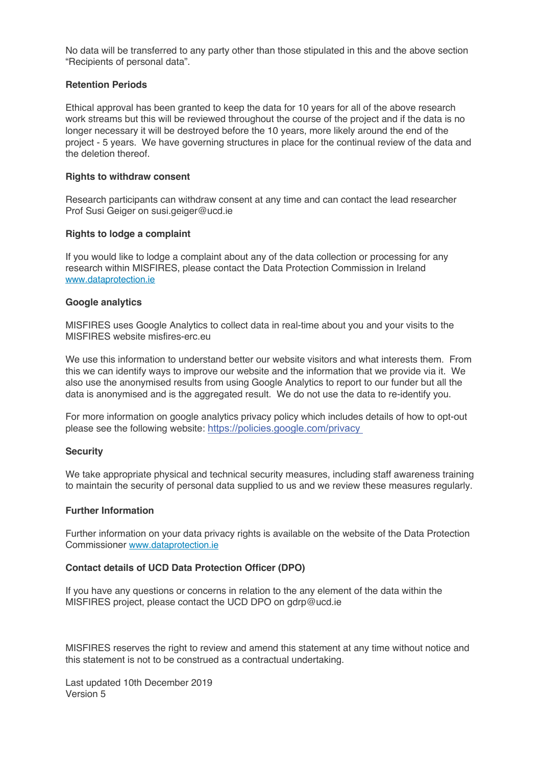No data will be transferred to any party other than those stipulated in this and the above section "Recipients of personal data".

**Retention Periods**

Ethical approval has been granted to keep the data for 10 years for all of the above research work streams but this will be reviewed throughout the course of the project and if the data is no longer necessary it will be destroyed before the 10 years, more likely around the end of the project - 5 years. We have governing structures in place for the continual review of the data and the deletion thereof.

**Rights to withdraw consent**

Research participants can withdraw consent at any time and can contact the lead researcher Prof Susi Geiger on susi.geiger@ucd.ie

**Rights to lodge a complaint**

If you would like to lodge a complaint about any of the data collection or processing for any research within MISFIRES, please contact the Data Protection Commission in Ireland [www.dataprotection.ie](http://www.dataprotection.ie)

**Google analytics**

MISFIRES uses Google Analytics to collect data in real-time about you and your visits to the MISFIRES website misfires-erc.eu

We use this information to understand better our website visitors and what interests them. From this we can identify ways to improve our website and the information that we provide via it. We also use the anonymised results from using Google Analytics to report to our funder but all the data is anonymised and is the aggregated result. We do not use the data to re-identify you.

For more information on google analytics privacy policy which includes details of how to opt-out please see the following website: [https://policies.google.com/privacy](https://policies.google.com/privacy)

**Security**

We take appropriate physical and technical security measures, including staff awareness training to maintain the security of personal data supplied to us and we review these measures regularly.

**Further Information**

Further information on your data privacy rights is available on the website of the Data Protection Commissioner [www.dataprotection.ie](http://www.dataprotection.ie)

**Contact details of UCD Data Protection Officer (DPO)**

If you have any questions or concerns in relation to the any element of the data within the MISFIRES project, please contact the UCD DPO on gdrp@ucd.ie

MISFIRES reserves the right to review and amend this statement at any time without notice and this statement is not to be construed as a contractual undertaking.

Last updated 10th December 2019
Version 5